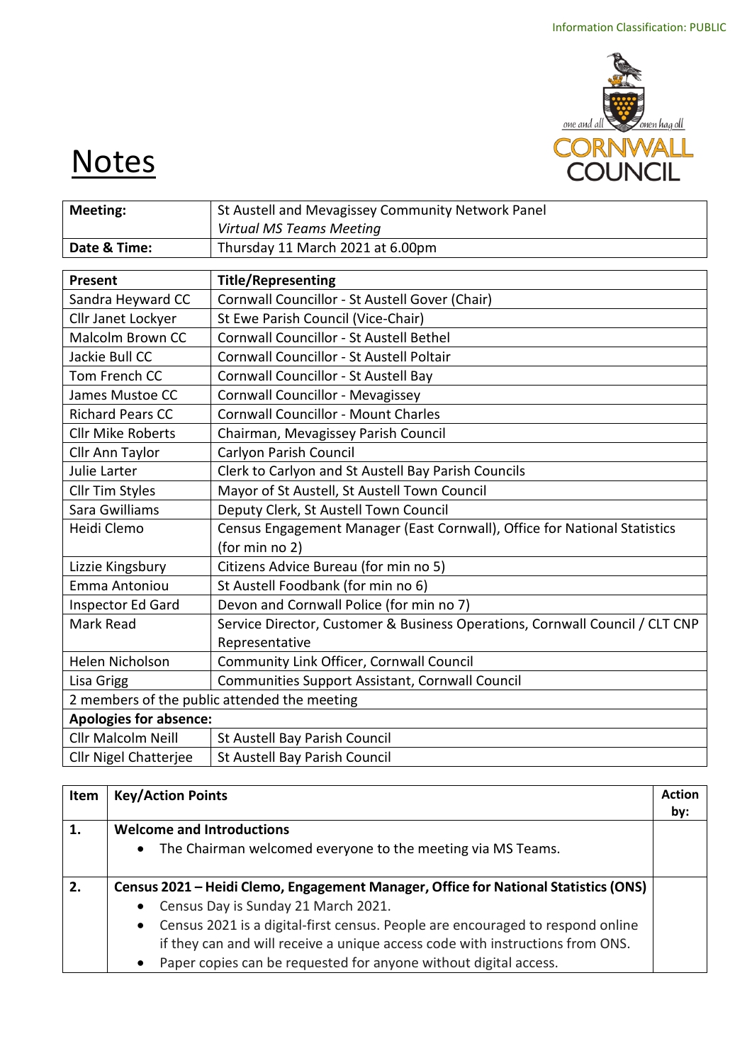Information Classification: PUBLIC

# Notes

| Meeting: | St Austell and Mevagissey Community Network Panel *Virtual MS Teams Meeting* |
|---|---|
| Date & Time: | Thursday 11 March 2021 at 6.00pm |

| Present | Title/Representing |
|---|---|
| Sandra Heyward CC | Cornwall Councillor - St Austell Gover (Chair) |
| Cllr Janet Lockyer | St Ewe Parish Council (Vice-Chair) |
| Malcolm Brown CC | Cornwall Councillor - St Austell Bethel |
| Jackie Bull CC | Cornwall Councillor - St Austell Poltair |
| Tom French CC | Cornwall Councillor - St Austell Bay |
| James Mustoe CC | Cornwall Councillor - Mevagissey |
| Richard Pears CC | Cornwall Councillor - Mount Charles |
| Cllr Mike Roberts | Chairman, Mevagissey Parish Council |
| Cllr Ann Taylor | Carlyon Parish Council |
| Julie Larter | Clerk to Carlyon and St Austell Bay Parish Councils |
| Cllr Tim Styles | Mayor of St Austell, St Austell Town Council |
| Sara Gwilliams | Deputy Clerk, St Austell Town Council |
| Heidi Clemo | Census Engagement Manager (East Cornwall), Office for National Statistics (for min no 2) |
| Lizzie Kingsbury | Citizens Advice Bureau (for min no 5) |
| Emma Antoniou | St Austell Foodbank (for min no 6) |
| Inspector Ed Gard | Devon and Cornwall Police (for min no 7) |
| Mark Read | Service Director, Customer & Business Operations, Cornwall Council / CLT CNP Representative |
| Helen Nicholson | Community Link Officer, Cornwall Council |
| Lisa Grigg | Communities Support Assistant, Cornwall Council |
| 2 members of the public attended the meeting | |
| **Apologies for absence:** | |
| Cllr Malcolm Neill | St Austell Bay Parish Council |
| Cllr Nigel Chatterjee | St Austell Bay Parish Council |

| Item | Key/Action Points | Action by: |
|---|---|---|
| **1.** | **Welcome and Introductions**<br>• The Chairman welcomed everyone to the meeting via MS Teams. | |
| **2.** | **Census 2021 – Heidi Clemo, Engagement Manager, Office for National Statistics (ONS)**<br>• Census Day is Sunday 21 March 2021.<br>• Census 2021 is a digital-first census. People are encouraged to respond online if they can and will receive a unique access code with instructions from ONS.<br>• Paper copies can be requested for anyone without digital access. | |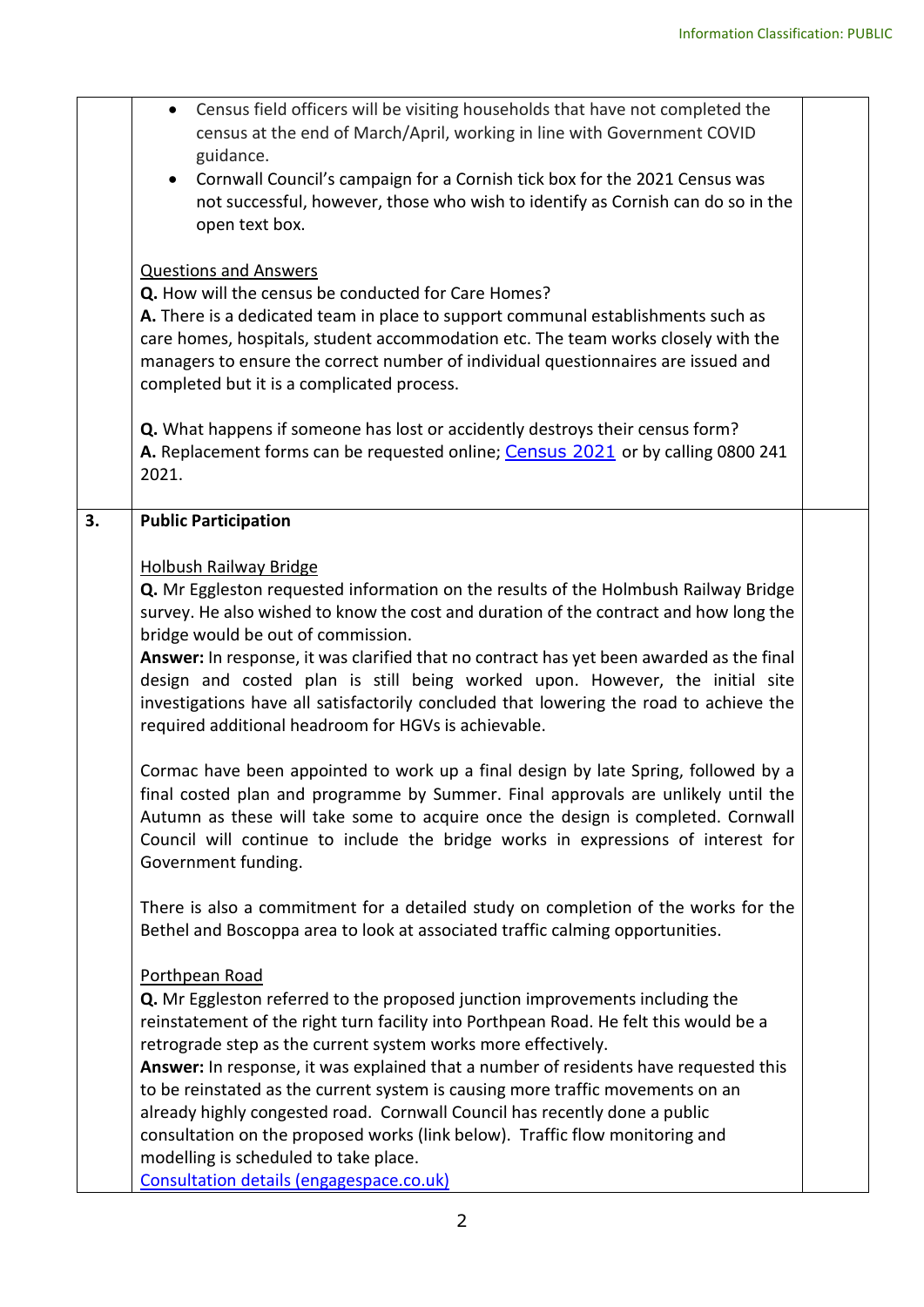| | | |
|---|---|---|
| | - Census field officers will be visiting households that have not completed the census at the end of March/April, working in line with Government COVID guidance.<br>- Cornwall Council's campaign for a Cornish tick box for the 2021 Census was not successful, however, those who wish to identify as Cornish can do so in the open text box.<br><br><u>Questions and Answers</u><br>**Q.** How will the census be conducted for Care Homes?<br>**A.** There is a dedicated team in place to support communal establishments such as care homes, hospitals, student accommodation etc. The team works closely with the managers to ensure the correct number of individual questionnaires are issued and completed but it is a complicated process.<br><br>**Q.** What happens if someone has lost or accidently destroys their census form?<br>**A.** Replacement forms can be requested online; Census 2021 or by calling 0800 241 2021. | |
| **3.** | **Public Participation**<br><br><u>Holbush Railway Bridge</u><br>**Q.** Mr Eggleston requested information on the results of the Holmbush Railway Bridge survey. He also wished to know the cost and duration of the contract and how long the bridge would be out of commission.<br>**Answer:** In response, it was clarified that no contract has yet been awarded as the final design and costed plan is still being worked upon. However, the initial site investigations have all satisfactorily concluded that lowering the road to achieve the required additional headroom for HGVs is achievable.<br><br>Cormac have been appointed to work up a final design by late Spring, followed by a final costed plan and programme by Summer. Final approvals are unlikely until the Autumn as these will take some to acquire once the design is completed. Cornwall Council will continue to include the bridge works in expressions of interest for Government funding.<br><br>There is also a commitment for a detailed study on completion of the works for the Bethel and Boscoppa area to look at associated traffic calming opportunities.<br><br><u>Porthpean Road</u><br>**Q.** Mr Eggleston referred to the proposed junction improvements including the reinstatement of the right turn facility into Porthpean Road. He felt this would be a retrograde step as the current system works more effectively.<br>**Answer:** In response, it was explained that a number of residents have requested this to be reinstated as the current system is causing more traffic movements on an already highly congested road. Cornwall Council has recently done a public consultation on the proposed works (link below). Traffic flow monitoring and modelling is scheduled to take place.<br>Consultation details (engagespace.co.uk) | |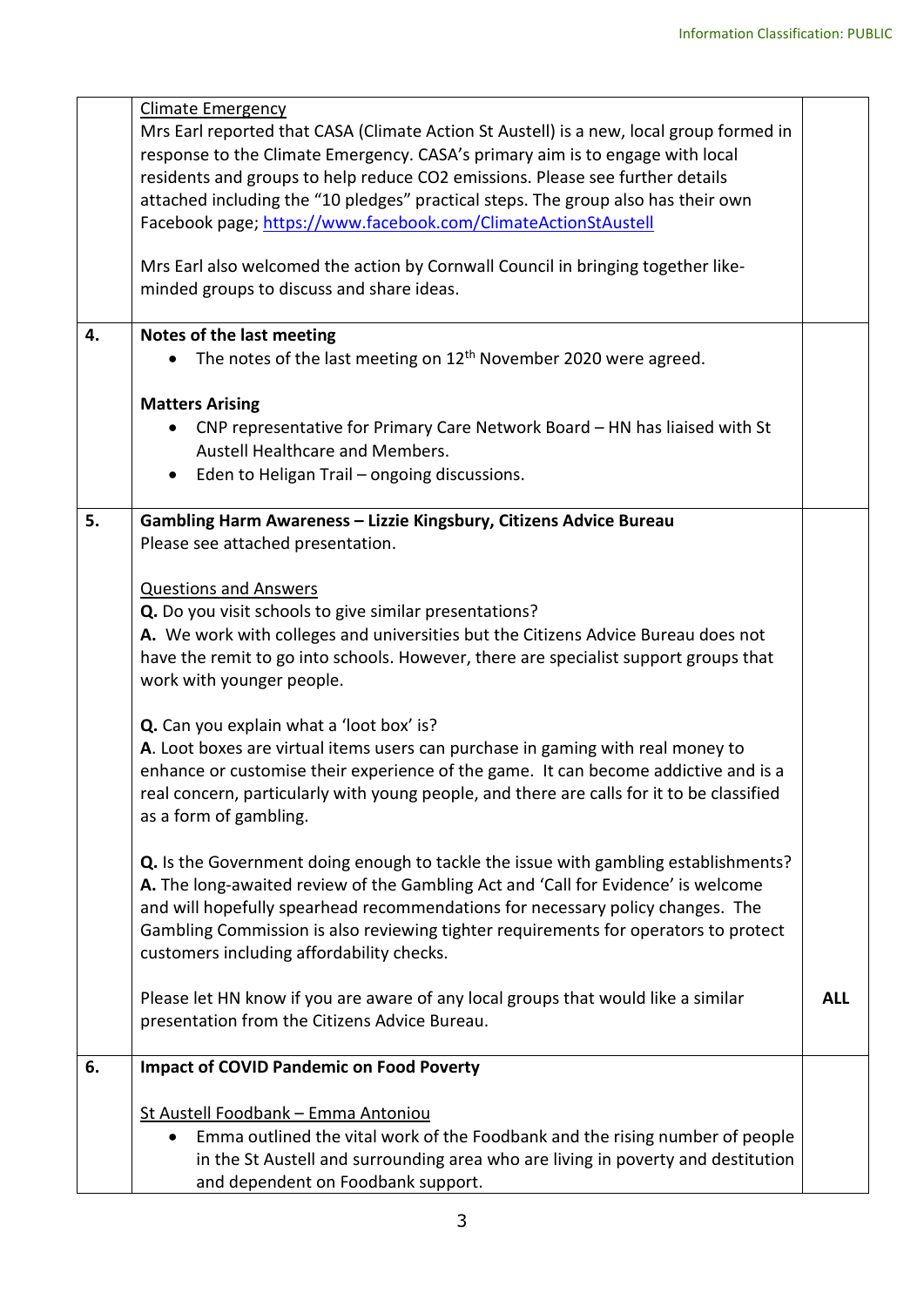|  |  |  |
|---|---|---|
|  | Climate Emergency<br>Mrs Earl reported that CASA (Climate Action St Austell) is a new, local group formed in response to the Climate Emergency. CASA's primary aim is to engage with local residents and groups to help reduce $CO_2$ emissions. Please see further details attached including the "10 pledges" practical steps. The group also has their own Facebook page; https://www.facebook.com/ClimateActionStAustell<br><br>Mrs Earl also welcomed the action by Cornwall Council in bringing together like-minded groups to discuss and share ideas. |  |
| **4.** | **Notes of the last meeting**<br>• The notes of the last meeting on 12th November 2020 were agreed.<br><br>**Matters Arising**<br>• CNP representative for Primary Care Network Board – HN has liaised with St Austell Healthcare and Members.<br>• Eden to Heligan Trail – ongoing discussions. |  |
| **5.** | **Gambling Harm Awareness – Lizzie Kingsbury, Citizens Advice Bureau**<br>Please see attached presentation.<br><br>Questions and Answers<br>**Q.** Do you visit schools to give similar presentations?<br>**A.** We work with colleges and universities but the Citizens Advice Bureau does not have the remit to go into schools. However, there are specialist support groups that work with younger people.<br><br>**Q.** Can you explain what a 'loot box' is?<br>**A**. Loot boxes are virtual items users can purchase in gaming with real money to enhance or customise their experience of the game. It can become addictive and is a real concern, particularly with young people, and there are calls for it to be classified as a form of gambling.<br><br>**Q.** Is the Government doing enough to tackle the issue with gambling establishments?<br>**A.** The long-awaited review of the Gambling Act and 'Call for Evidence' is welcome and will hopefully spearhead recommendations for necessary policy changes. The Gambling Commission is also reviewing tighter requirements for operators to protect customers including affordability checks.<br><br>Please let HN know if you are aware of any local groups that would like a similar presentation from the Citizens Advice Bureau. | **ALL** |
| **6.** | **Impact of COVID Pandemic on Food Poverty**<br><br>St Austell Foodbank – Emma Antoniou<br>• Emma outlined the vital work of the Foodbank and the rising number of people in the St Austell and surrounding area who are living in poverty and destitution and dependent on Foodbank support. |  |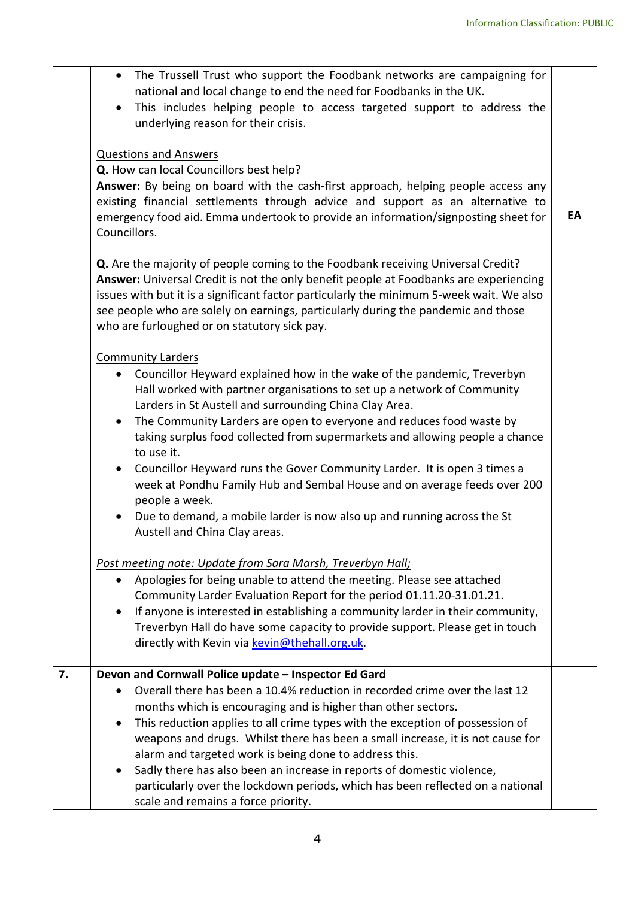| | | |
|---|---|---|
| | • The Trussell Trust who support the Foodbank networks are campaigning for national and local change to end the need for Foodbanks in the UK.<br>• This includes helping people to access targeted support to address the underlying reason for their crisis.<br><br>Questions and Answers<br>**Q.** How can local Councillors best help?<br>**Answer:** By being on board with the cash-first approach, helping people access any existing financial settlements through advice and support as an alternative to emergency food aid. Emma undertook to provide an information/signposting sheet for Councillors.<br><br>**Q.** Are the majority of people coming to the Foodbank receiving Universal Credit?<br>**Answer:** Universal Credit is not the only benefit people at Foodbanks are experiencing issues with but it is a significant factor particularly the minimum 5-week wait. We also see people who are solely on earnings, particularly during the pandemic and those who are furloughed or on statutory sick pay.<br><br>Community Larders<br>• Councillor Heyward explained how in the wake of the pandemic, Treverbyn Hall worked with partner organisations to set up a network of Community Larders in St Austell and surrounding China Clay Area.<br>• The Community Larders are open to everyone and reduces food waste by taking surplus food collected from supermarkets and allowing people a chance to use it.<br>• Councillor Heyward runs the Gover Community Larder. It is open 3 times a week at Pondhu Family Hub and Sembal House and on average feeds over 200 people a week.<br>• Due to demand, a mobile larder is now also up and running across the St Austell and China Clay areas.<br><br>*Post meeting note: Update from Sara Marsh, Treverbyn Hall;*<br>• Apologies for being unable to attend the meeting. Please see attached Community Larder Evaluation Report for the period 01.11.20-31.01.21.<br>• If anyone is interested in establishing a community larder in their community, Treverbyn Hall do have some capacity to provide support. Please get in touch directly with Kevin via kevin@thehall.org.uk. | **EA** |
| **7.** | **Devon and Cornwall Police update – Inspector Ed Gard**<br>• Overall there has been a 10.4% reduction in recorded crime over the last 12 months which is encouraging and is higher than other sectors.<br>• This reduction applies to all crime types with the exception of possession of weapons and drugs. Whilst there has been a small increase, it is not cause for alarm and targeted work is being done to address this.<br>• Sadly there has also been an increase in reports of domestic violence, particularly over the lockdown periods, which has been reflected on a national scale and remains a force priority. | |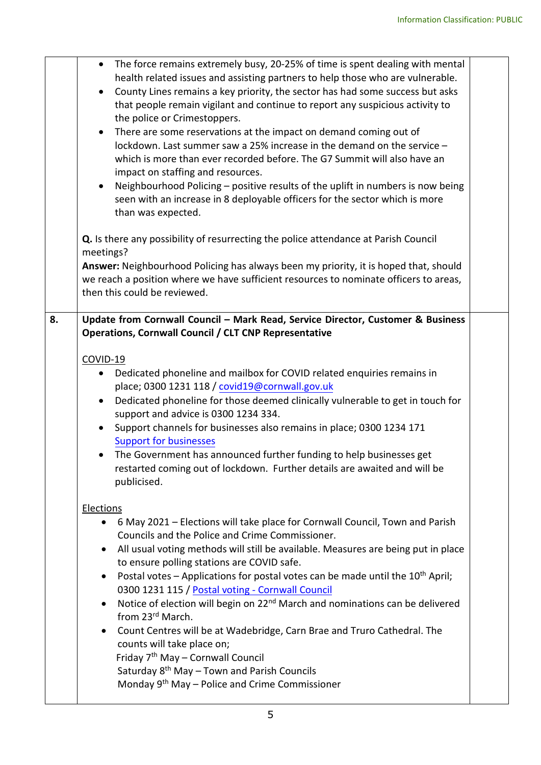|  |  |  |
|---|---|---|
|  | • The force remains extremely busy, 20-25% of time is spent dealing with mental health related issues and assisting partners to help those who are vulnerable.<br>• County Lines remains a key priority, the sector has had some success but asks that people remain vigilant and continue to report any suspicious activity to the police or Crimestoppers.<br>• There are some reservations at the impact on demand coming out of lockdown. Last summer saw a 25% increase in the demand on the service – which is more than ever recorded before. The G7 Summit will also have an impact on staffing and resources.<br>• Neighbourhood Policing – positive results of the uplift in numbers is now being seen with an increase in 8 deployable officers for the sector which is more than was expected.<br><br>**Q.** Is there any possibility of resurrecting the police attendance at Parish Council meetings?<br>**Answer:** Neighbourhood Policing has always been my priority, it is hoped that, should we reach a position where we have sufficient resources to nominate officers to areas, then this could be reviewed. |  |
| **8.** | **Update from Cornwall Council – Mark Read, Service Director, Customer & Business Operations, Cornwall Council / CLT CNP Representative**<br><br>COVID-19<br>• Dedicated phoneline and mailbox for COVID related enquiries remains in place; 0300 1231 118 / covid19@cornwall.gov.uk<br>• Dedicated phoneline for those deemed clinically vulnerable to get in touch for support and advice is 0300 1234 334.<br>• Support channels for businesses also remains in place; 0300 1234 171 Support for businesses<br>• The Government has announced further funding to help businesses get restarted coming out of lockdown. Further details are awaited and will be publicised.<br><br>Elections<br>• 6 May 2021 – Elections will take place for Cornwall Council, Town and Parish Councils and the Police and Crime Commissioner.<br>• All usual voting methods will still be available. Measures are being put in place to ensure polling stations are COVID safe.<br>• Postal votes – Applications for postal votes can be made until the 10th April; 0300 1231 115 / Postal voting - Cornwall Council<br>• Notice of election will begin on 22nd March and nominations can be delivered from 23rd March.<br>• Count Centres will be at Wadebridge, Carn Brae and Truro Cathedral. The counts will take place on;<br>Friday 7th May – Cornwall Council<br>Saturday 8th May – Town and Parish Councils<br>Monday 9th May – Police and Crime Commissioner |  |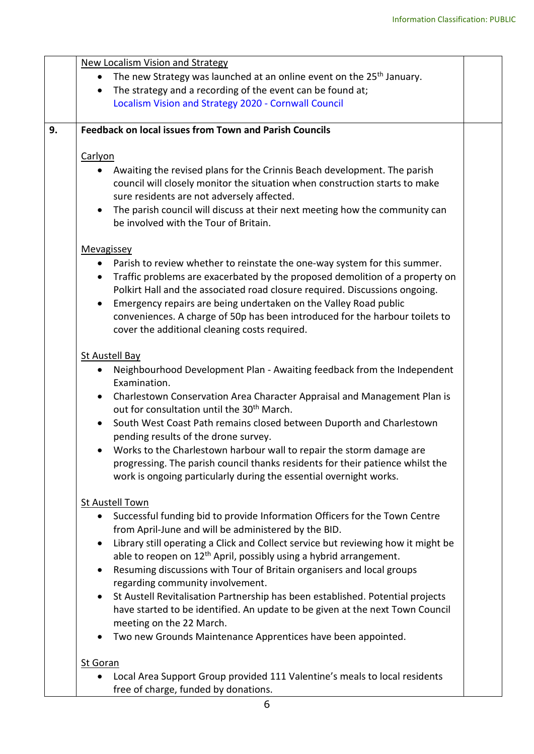| | | |
|---|---|---|
| | New Localism Vision and Strategy<br>• The new Strategy was launched at an online event on the 25th January.<br>• The strategy and a recording of the event can be found at; Localism Vision and Strategy 2020 - Cornwall Council | |
| **9.** | **Feedback on local issues from Town and Parish Councils**<br><br>Carlyon<br>• Awaiting the revised plans for the Crinnis Beach development. The parish council will closely monitor the situation when construction starts to make sure residents are not adversely affected.<br>• The parish council will discuss at their next meeting how the community can be involved with the Tour of Britain.<br><br>Mevagissey<br>• Parish to review whether to reinstate the one-way system for this summer.<br>• Traffic problems are exacerbated by the proposed demolition of a property on Polkirt Hall and the associated road closure required. Discussions ongoing.<br>• Emergency repairs are being undertaken on the Valley Road public conveniences. A charge of 50p has been introduced for the harbour toilets to cover the additional cleaning costs required.<br><br>St Austell Bay<br>• Neighbourhood Development Plan - Awaiting feedback from the Independent Examination.<br>• Charlestown Conservation Area Character Appraisal and Management Plan is out for consultation until the 30th March.<br>• South West Coast Path remains closed between Duporth and Charlestown pending results of the drone survey.<br>• Works to the Charlestown harbour wall to repair the storm damage are progressing. The parish council thanks residents for their patience whilst the work is ongoing particularly during the essential overnight works.<br><br>St Austell Town<br>• Successful funding bid to provide Information Officers for the Town Centre from April-June and will be administered by the BID.<br>• Library still operating a Click and Collect service but reviewing how it might be able to reopen on 12th April, possibly using a hybrid arrangement.<br>• Resuming discussions with Tour of Britain organisers and local groups regarding community involvement.<br>• St Austell Revitalisation Partnership has been established. Potential projects have started to be identified. An update to be given at the next Town Council meeting on the 22 March.<br>• Two new Grounds Maintenance Apprentices have been appointed.<br><br>St Goran<br>• Local Area Support Group provided 111 Valentine's meals to local residents free of charge, funded by donations. | |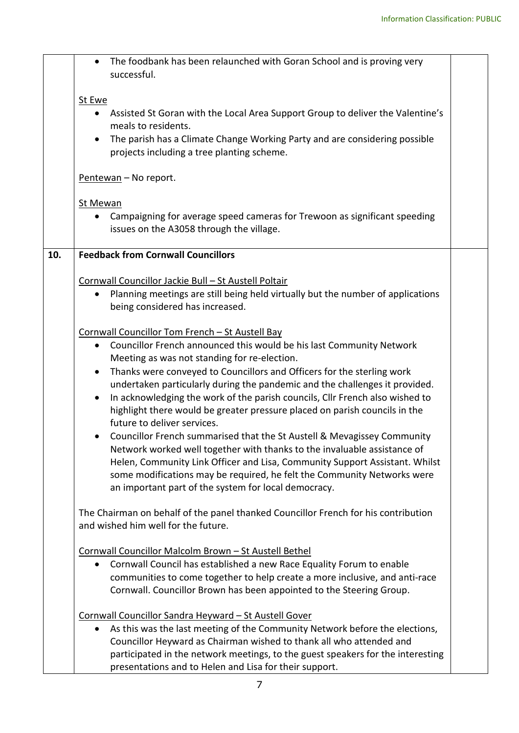| | | |
|---|---|---|
| | • The foodbank has been relaunched with Goran School and is proving very successful.<br><br><u>St Ewe</u><br>• Assisted St Goran with the Local Area Support Group to deliver the Valentine's meals to residents.<br>• The parish has a Climate Change Working Party and are considering possible projects including a tree planting scheme.<br><br><u>Pentewan</u> – No report.<br><br><u>St Mewan</u><br>• Campaigning for average speed cameras for Trewoon as significant speeding issues on the A3058 through the village. | |
| **10.** | **Feedback from Cornwall Councillors**<br><br><u>Cornwall Councillor Jackie Bull – St Austell Poltair</u><br>• Planning meetings are still being held virtually but the number of applications being considered has increased.<br><br><u>Cornwall Councillor Tom French – St Austell Bay</u><br>• Councillor French announced this would be his last Community Network Meeting as was not standing for re-election.<br>• Thanks were conveyed to Councillors and Officers for the sterling work undertaken particularly during the pandemic and the challenges it provided.<br>• In acknowledging the work of the parish councils, Cllr French also wished to highlight there would be greater pressure placed on parish councils in the future to deliver services.<br>• Councillor French summarised that the St Austell & Mevagissey Community Network worked well together with thanks to the invaluable assistance of Helen, Community Link Officer and Lisa, Community Support Assistant. Whilst some modifications may be required, he felt the Community Networks were an important part of the system for local democracy.<br><br>The Chairman on behalf of the panel thanked Councillor French for his contribution and wished him well for the future.<br><br><u>Cornwall Councillor Malcolm Brown – St Austell Bethel</u><br>• Cornwall Council has established a new Race Equality Forum to enable communities to come together to help create a more inclusive, and anti-race Cornwall. Councillor Brown has been appointed to the Steering Group.<br><br><u>Cornwall Councillor Sandra Heyward – St Austell Gover</u><br>• As this was the last meeting of the Community Network before the elections, Councillor Heyward as Chairman wished to thank all who attended and participated in the network meetings, to the guest speakers for the interesting presentations and to Helen and Lisa for their support. | |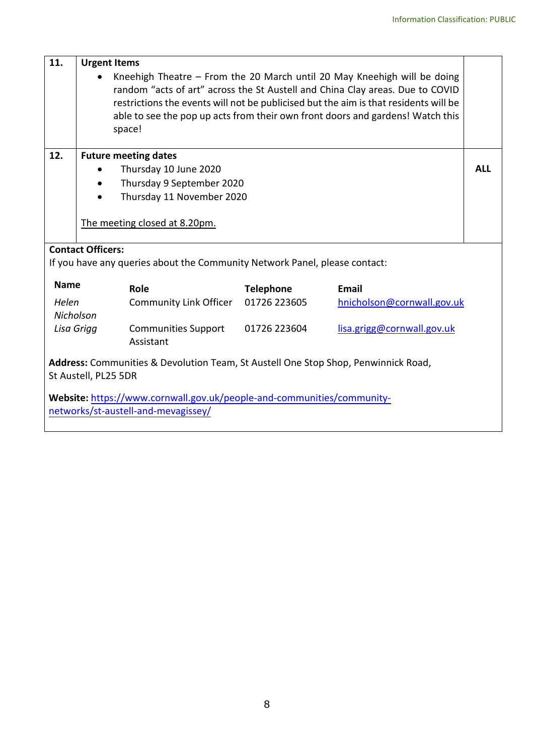| | | |
|---|---|---|
| **11.** | **Urgent Items**<br>• Kneehigh Theatre – From the 20 March until 20 May Kneehigh will be doing random "acts of art" across the St Austell and China Clay areas. Due to COVID restrictions the events will not be publicised but the aim is that residents will be able to see the pop up acts from their own front doors and gardens! Watch this space! | |
| **12.** | **Future meeting dates**<br>• Thursday 10 June 2020<br>• Thursday 9 September 2020<br>• Thursday 11 November 2020<br><br>The meeting closed at 8.20pm. | **ALL** |

**Contact Officers:**

If you have any queries about the Community Network Panel, please contact:

| Name | Role | Telephone | Email |
|---|---|---|---|
| *Helen Nicholson* | Community Link Officer | 01726 223605 | hnicholson@cornwall.gov.uk |
| *Lisa Grigg* | Communities Support Assistant | 01726 223604 | lisa.grigg@cornwall.gov.uk |

**Address:** Communities & Devolution Team, St Austell One Stop Shop, Penwinnick Road, St Austell, PL25 5DR

**Website:** https://www.cornwall.gov.uk/people-and-communities/community-networks/st-austell-and-mevagissey/